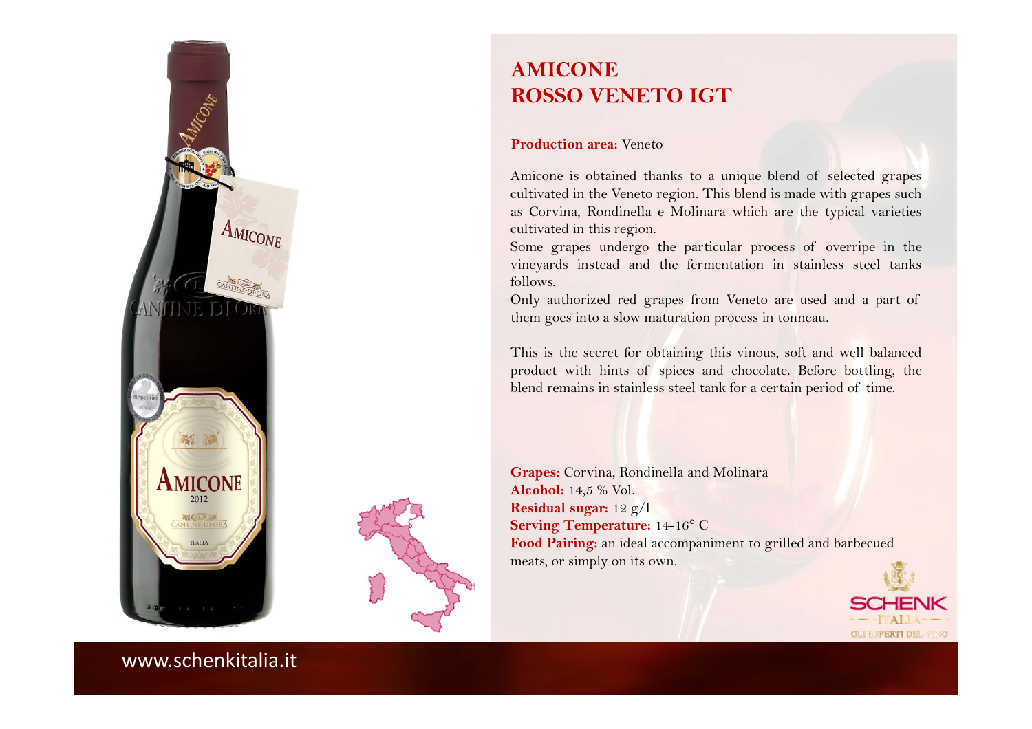# AMICONE
# ROSSO VENETO IGT

**Production area:** Veneto

Amicone is obtained thanks to a unique blend of selected grapes cultivated in the Veneto region. This blend is made with grapes such as Corvina, Rondinella e Molinara which are the typical varieties cultivated in this region.
Some grapes undergo the particular process of overripe in the vineyards instead and the fermentation in stainless steel tanks follows.
Only authorized red grapes from Veneto are used and a part of them goes into a slow maturation process in tonneau.

This is the secret for obtaining this vinous, soft and well balanced product with hints of spices and chocolate. Before bottling, the blend remains in stainless steel tank for a certain period of time.

**Grapes:** Corvina, Rondinella and Molinara
**Alcohol:** 14,5 % Vol.
**Residual sugar:** 12 g/l
**Serving Temperature:** 14-16° C
**Food Pairing:** an ideal accompaniment to grilled and barbecued meats, or simply on its own.

SCHENK ITALIA
GLI ESPERTI DEL VINO

www.schenkitalia.it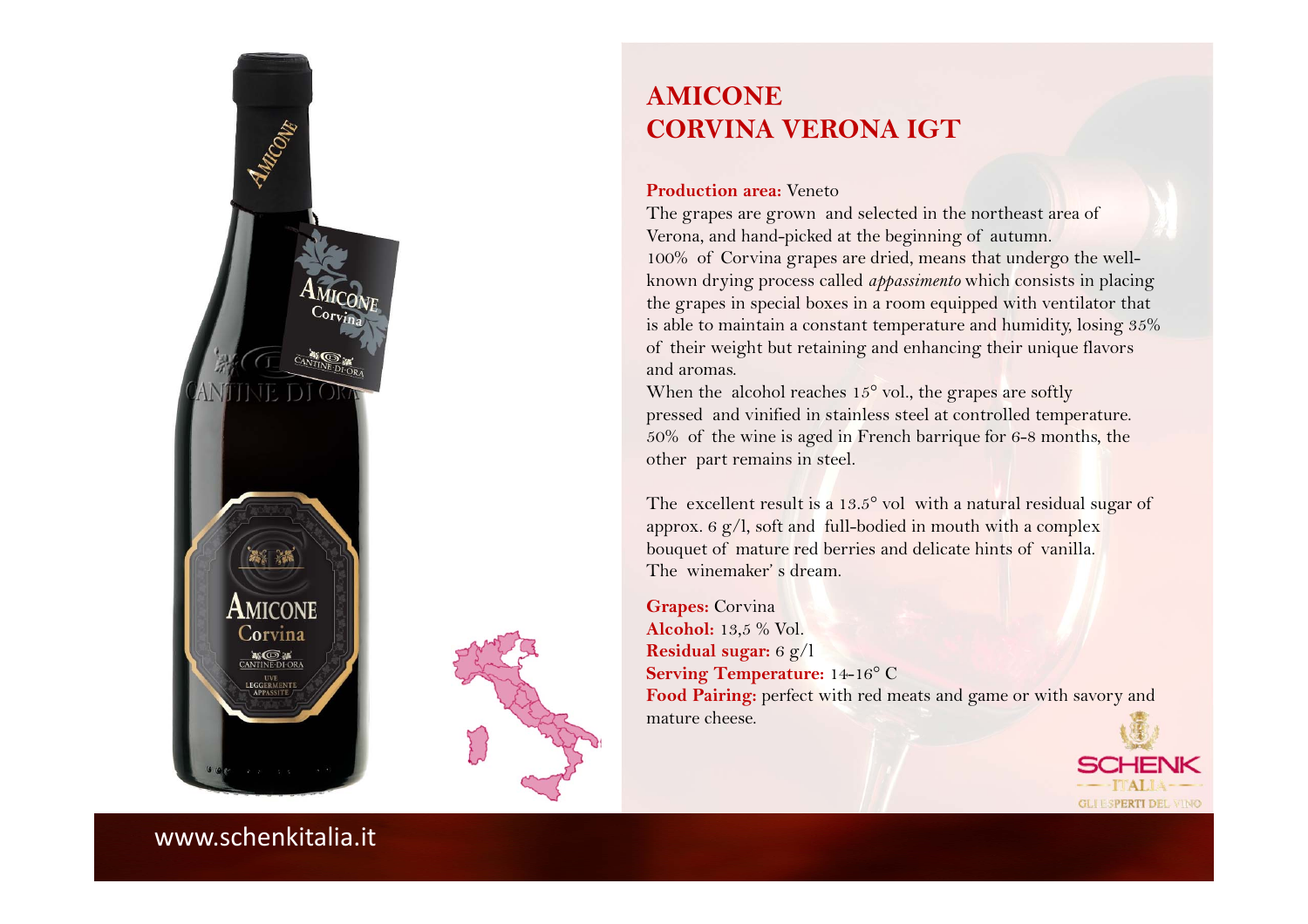# AMICONE CORVINA VERONA IGT

**Production area:** Veneto

The grapes are grown and selected in the northeast area of Verona, and hand-picked at the beginning of autumn.
100% of Corvina grapes are dried, means that undergo the well-known drying process called *appassimento* which consists in placing the grapes in special boxes in a room equipped with ventilator that is able to maintain a constant temperature and humidity, losing 35% of their weight but retaining and enhancing their unique flavors and aromas.
When the alcohol reaches 15° vol., the grapes are softly pressed and vinified in stainless steel at controlled temperature. 50% of the wine is aged in French barrique for 6-8 months, the other part remains in steel.

The excellent result is a 13.5° vol with a natural residual sugar of approx. 6 g/l, soft and full-bodied in mouth with a complex bouquet of mature red berries and delicate hints of vanilla.
The winemaker' s dream.

**Grapes:** Corvina
**Alcohol:** 13,5 % Vol.
**Residual sugar:** 6 g/l
**Serving Temperature:** 14-16° C
**Food Pairing:** perfect with red meats and game or with savory and mature cheese.

SCHENK ITALIA
GLI ESPERTI DEL VINO

www.schenkitalia.it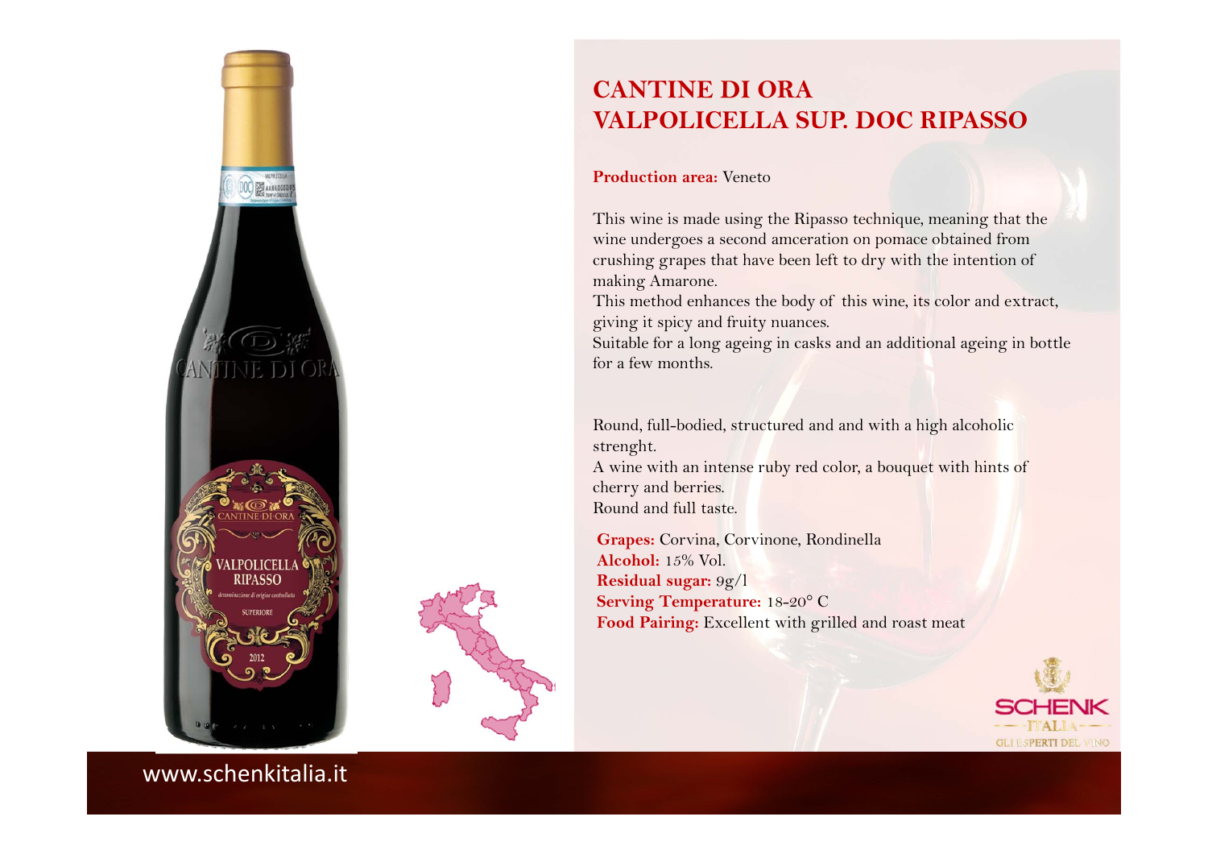# CANTINE DI ORA
# VALPOLICELLA SUP. DOC RIPASSO

**Production area:** Veneto

This wine is made using the Ripasso technique, meaning that the wine undergoes a second amceration on pomace obtained from crushing grapes that have been left to dry with the intention of making Amarone.
This method enhances the body of this wine, its color and extract, giving it spicy and fruity nuances.
Suitable for a long ageing in casks and an additional ageing in bottle for a few months.

Round, full-bodied, structured and and with a high alcoholic strenght.
A wine with an intense ruby red color, a bouquet with hints of cherry and berries.
Round and full taste.

**Grapes:** Corvina, Corvinone, Rondinella
**Alcohol:** 15% Vol.
**Residual sugar:** 9g/l
**Serving Temperature:** 18-20° C
**Food Pairing:** Excellent with grilled and roast meat

SCHENK ITALIA
GLI ESPERTI DEL VINO

www.schenkitalia.it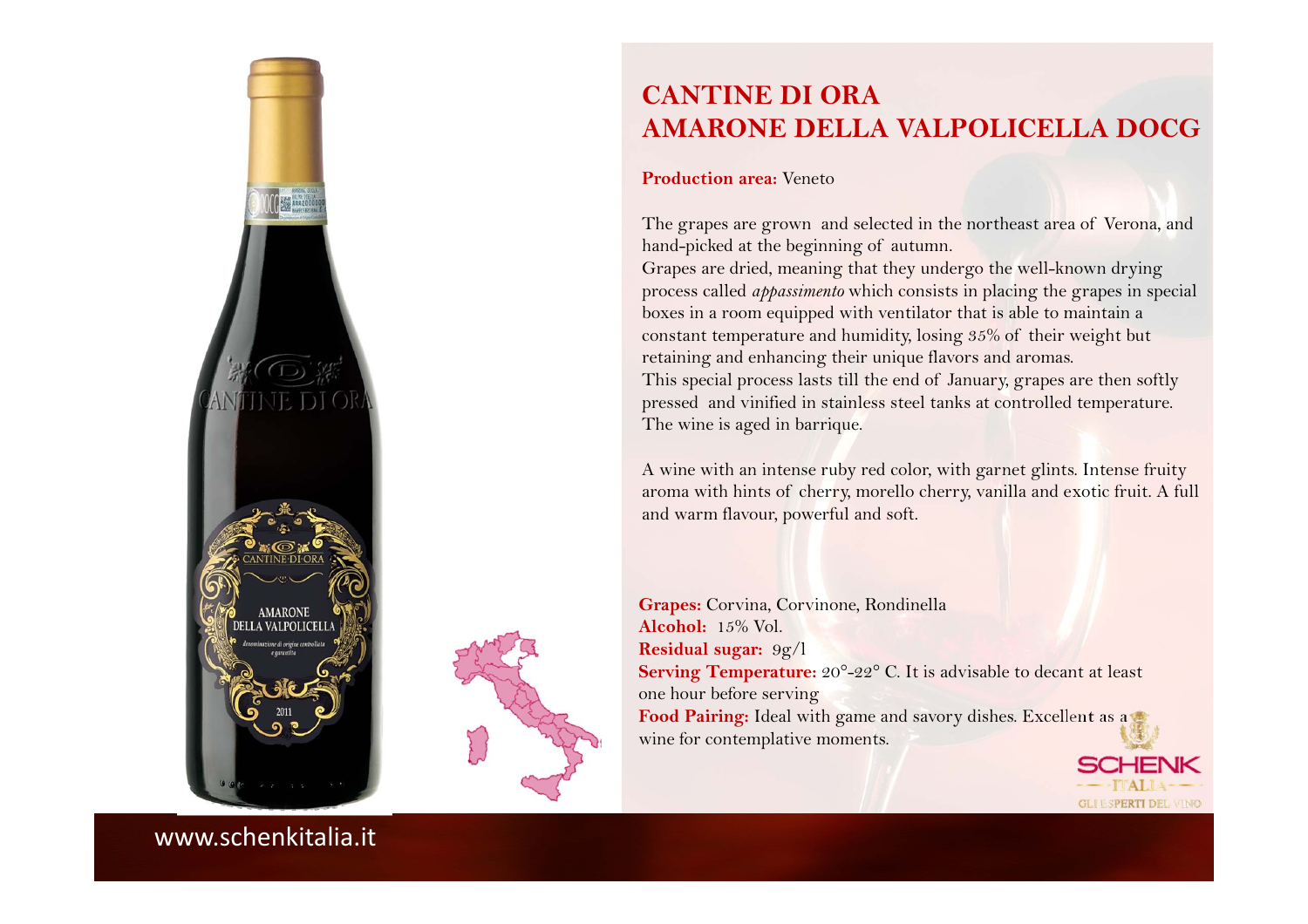# CANTINE DI ORA
# AMARONE DELLA VALPOLICELLA DOCG

**Production area:** Veneto

The grapes are grown and selected in the northeast area of Verona, and hand-picked at the beginning of autumn.
Grapes are dried, meaning that they undergo the well-known drying process called *appassimento* which consists in placing the grapes in special boxes in a room equipped with ventilator that is able to maintain a constant temperature and humidity, losing 35% of their weight but retaining and enhancing their unique flavors and aromas.
This special process lasts till the end of January, grapes are then softly pressed and vinified in stainless steel tanks at controlled temperature. The wine is aged in barrique.

A wine with an intense ruby red color, with garnet glints. Intense fruity aroma with hints of cherry, morello cherry, vanilla and exotic fruit. A full and warm flavour, powerful and soft.

**Grapes:** Corvina, Corvinone, Rondinella
**Alcohol:** 15% Vol.
**Residual sugar:** 9g/l
**Serving Temperature:** 20°-22° C. It is advisable to decant at least one hour before serving
**Food Pairing:** Ideal with game and savory dishes. Excellent as a wine for contemplative moments.

SCHENK ITALIA
GLI ESPERTI DEL VINO

www.schenkitalia.it